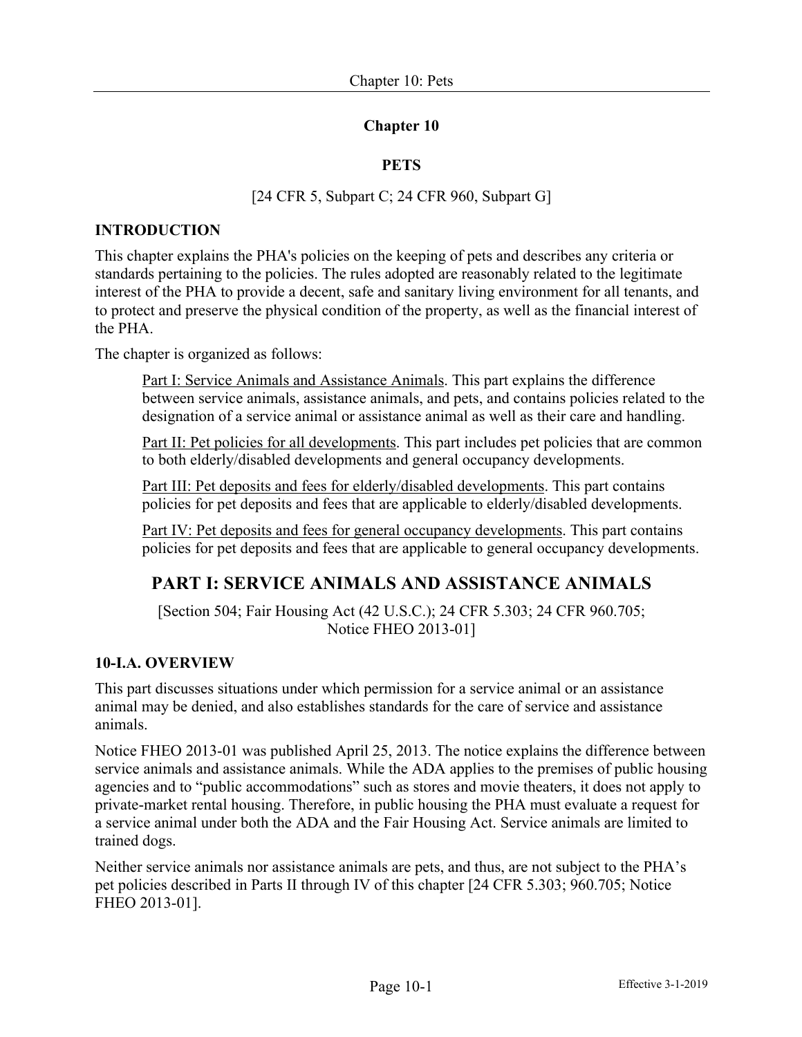# Chapter 10

## PETS

[24 CFR 5, Subpart C; 24 CFR 960, Subpart G]

### INTRODUCTION

This chapter explains the PHA's policies on the keeping of pets and describes any criteria or standards pertaining to the policies. The rules adopted are reasonably related to the legitimate interest of the PHA to provide a decent, safe and sanitary living environment for all tenants, and to protect and preserve the physical condition of the property, as well as the financial interest of the PHA.

The chapter is organized as follows:

> Part I: Service Animals and Assistance Animals. This part explains the difference between service animals, assistance animals, and pets, and contains policies related to the designation of a service animal or assistance animal as well as their care and handling.
>
> Part II: Pet policies for all developments. This part includes pet policies that are common to both elderly/disabled developments and general occupancy developments.
>
> Part III: Pet deposits and fees for elderly/disabled developments. This part contains policies for pet deposits and fees that are applicable to elderly/disabled developments.
>
> Part IV: Pet deposits and fees for general occupancy developments. This part contains policies for pet deposits and fees that are applicable to general occupancy developments.

## PART I: SERVICE ANIMALS AND ASSISTANCE ANIMALS

[Section 504; Fair Housing Act (42 U.S.C.); 24 CFR 5.303; 24 CFR 960.705; Notice FHEO 2013-01]

### 10-I.A. OVERVIEW

This part discusses situations under which permission for a service animal or an assistance animal may be denied, and also establishes standards for the care of service and assistance animals.

Notice FHEO 2013-01 was published April 25, 2013. The notice explains the difference between service animals and assistance animals. While the ADA applies to the premises of public housing agencies and to "public accommodations" such as stores and movie theaters, it does not apply to private-market rental housing. Therefore, in public housing the PHA must evaluate a request for a service animal under both the ADA and the Fair Housing Act. Service animals are limited to trained dogs.

Neither service animals nor assistance animals are pets, and thus, are not subject to the PHA's pet policies described in Parts II through IV of this chapter [24 CFR 5.303; 960.705; Notice FHEO 2013-01].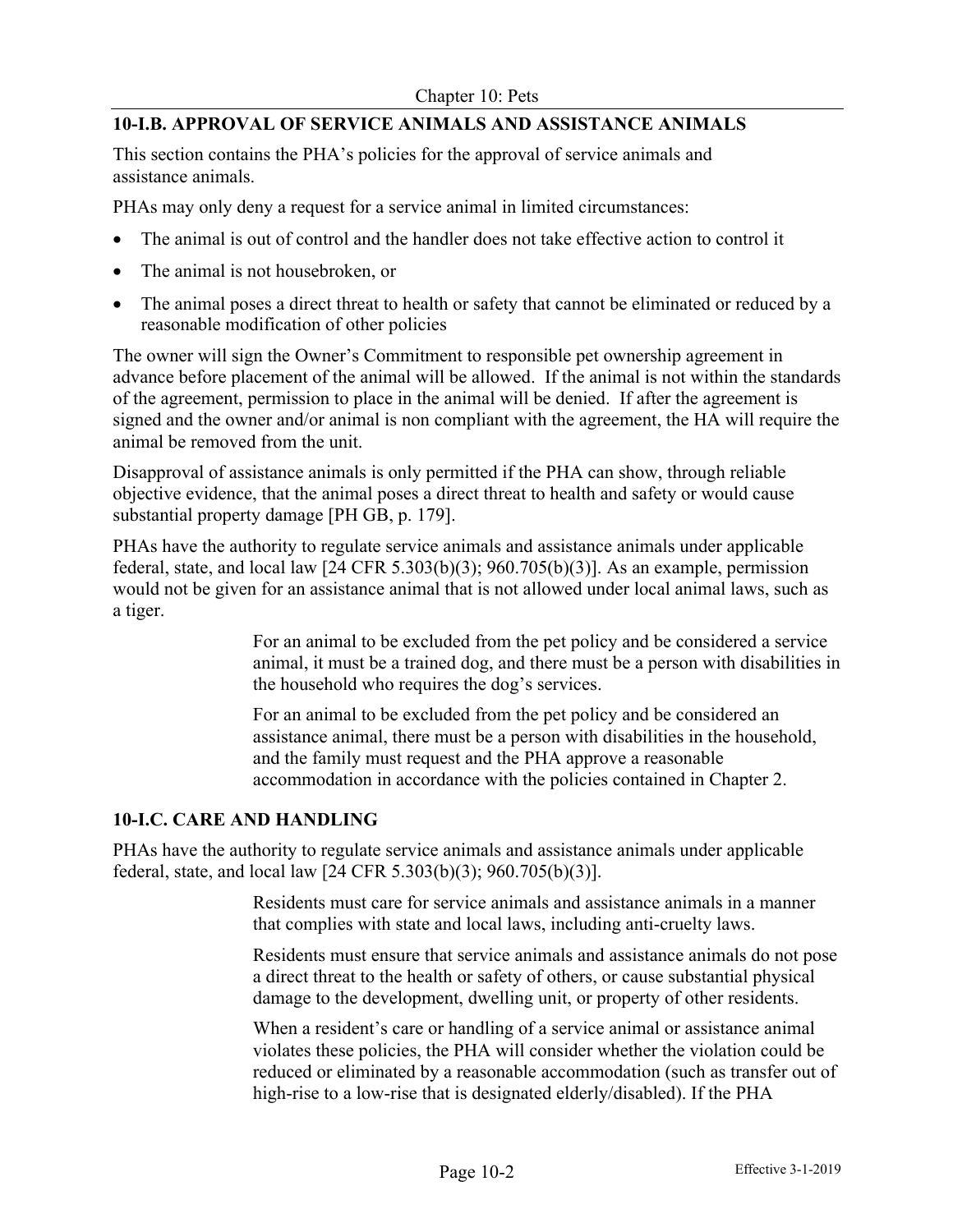## 10-I.B. APPROVAL OF SERVICE ANIMALS AND ASSISTANCE ANIMALS

This section contains the PHA's policies for the approval of service animals and assistance animals.

PHAs may only deny a request for a service animal in limited circumstances:

- The animal is out of control and the handler does not take effective action to control it
- The animal is not housebroken, or
- The animal poses a direct threat to health or safety that cannot be eliminated or reduced by a reasonable modification of other policies

The owner will sign the Owner's Commitment to responsible pet ownership agreement in advance before placement of the animal will be allowed. If the animal is not within the standards of the agreement, permission to place in the animal will be denied. If after the agreement is signed and the owner and/or animal is non compliant with the agreement, the HA will require the animal be removed from the unit.

Disapproval of assistance animals is only permitted if the PHA can show, through reliable objective evidence, that the animal poses a direct threat to health and safety or would cause substantial property damage [PH GB, p. 179].

PHAs have the authority to regulate service animals and assistance animals under applicable federal, state, and local law [24 CFR 5.303(b)(3); 960.705(b)(3)]. As an example, permission would not be given for an assistance animal that is not allowed under local animal laws, such as a tiger.

> For an animal to be excluded from the pet policy and be considered a service animal, it must be a trained dog, and there must be a person with disabilities in the household who requires the dog's services.
>
> For an animal to be excluded from the pet policy and be considered an assistance animal, there must be a person with disabilities in the household, and the family must request and the PHA approve a reasonable accommodation in accordance with the policies contained in Chapter 2.

## 10-I.C. CARE AND HANDLING

PHAs have the authority to regulate service animals and assistance animals under applicable federal, state, and local law [24 CFR 5.303(b)(3); 960.705(b)(3)].

> Residents must care for service animals and assistance animals in a manner that complies with state and local laws, including anti-cruelty laws.
>
> Residents must ensure that service animals and assistance animals do not pose a direct threat to the health or safety of others, or cause substantial physical damage to the development, dwelling unit, or property of other residents.
>
> When a resident's care or handling of a service animal or assistance animal violates these policies, the PHA will consider whether the violation could be reduced or eliminated by a reasonable accommodation (such as transfer out of high-rise to a low-rise that is designated elderly/disabled). If the PHA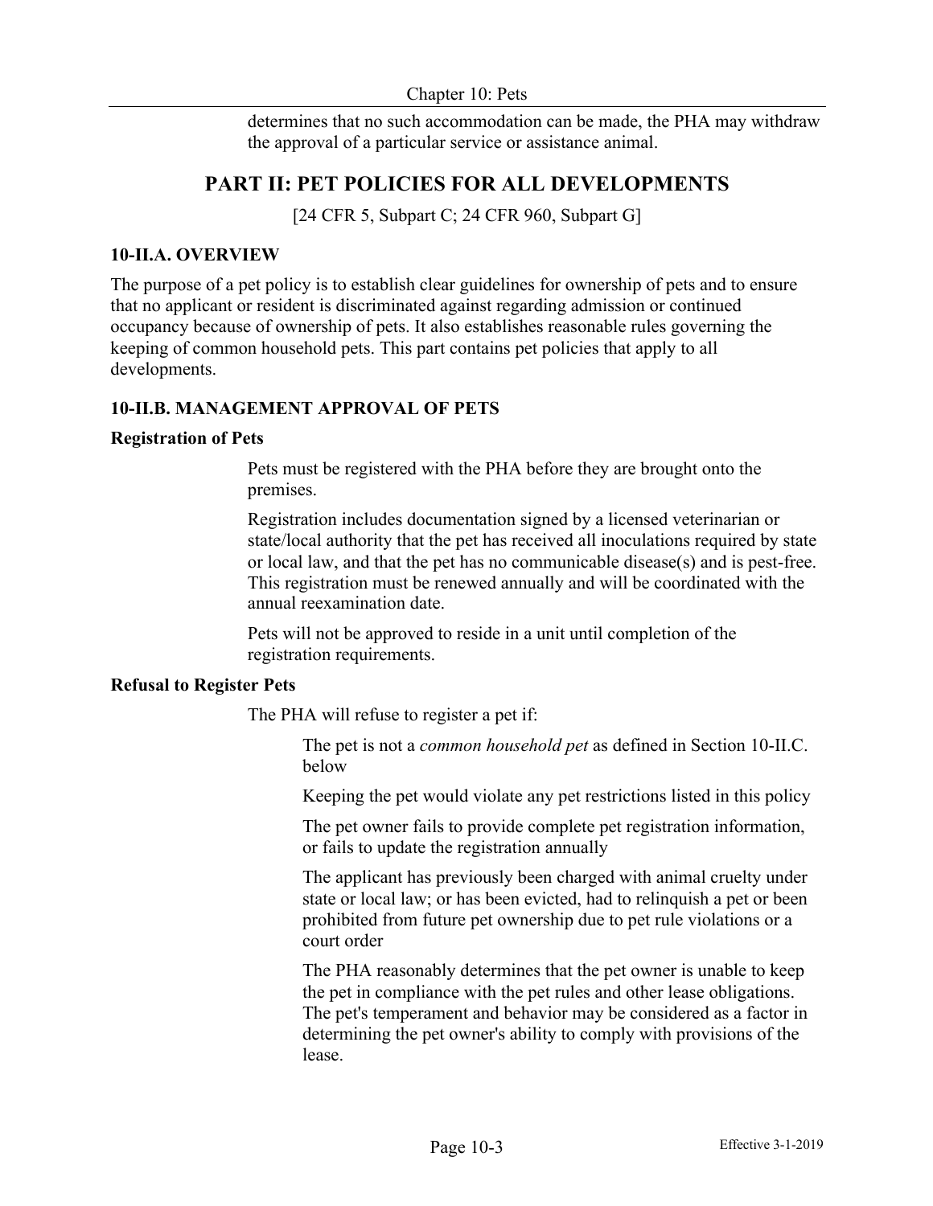determines that no such accommodation can be made, the PHA may withdraw the approval of a particular service or assistance animal.

# PART II: PET POLICIES FOR ALL DEVELOPMENTS

[24 CFR 5, Subpart C; 24 CFR 960, Subpart G]

## 10-II.A. OVERVIEW

The purpose of a pet policy is to establish clear guidelines for ownership of pets and to ensure that no applicant or resident is discriminated against regarding admission or continued occupancy because of ownership of pets. It also establishes reasonable rules governing the keeping of common household pets. This part contains pet policies that apply to all developments.

## 10-II.B. MANAGEMENT APPROVAL OF PETS

### Registration of Pets

Pets must be registered with the PHA before they are brought onto the premises.

Registration includes documentation signed by a licensed veterinarian or state/local authority that the pet has received all inoculations required by state or local law, and that the pet has no communicable disease(s) and is pest-free. This registration must be renewed annually and will be coordinated with the annual reexamination date.

Pets will not be approved to reside in a unit until completion of the registration requirements.

### Refusal to Register Pets

The PHA will refuse to register a pet if:

- The pet is not a *common household pet* as defined in Section 10-II.C. below
- Keeping the pet would violate any pet restrictions listed in this policy
- The pet owner fails to provide complete pet registration information, or fails to update the registration annually
- The applicant has previously been charged with animal cruelty under state or local law; or has been evicted, had to relinquish a pet or been prohibited from future pet ownership due to pet rule violations or a court order
- The PHA reasonably determines that the pet owner is unable to keep the pet in compliance with the pet rules and other lease obligations. The pet's temperament and behavior may be considered as a factor in determining the pet owner's ability to comply with provisions of the lease.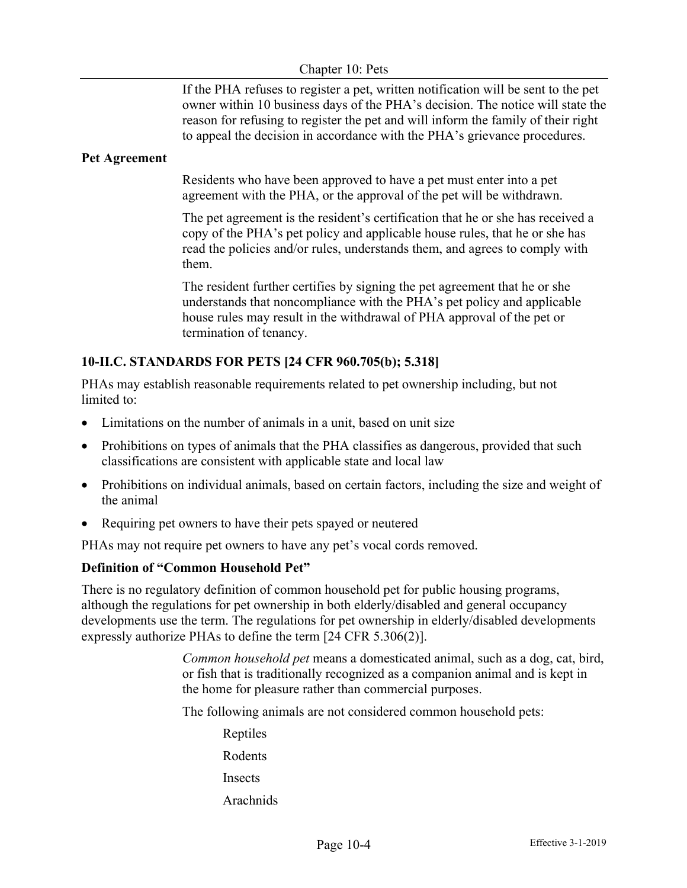If the PHA refuses to register a pet, written notification will be sent to the pet owner within 10 business days of the PHA's decision. The notice will state the reason for refusing to register the pet and will inform the family of their right to appeal the decision in accordance with the PHA's grievance procedures.

**Pet Agreement**

Residents who have been approved to have a pet must enter into a pet agreement with the PHA, or the approval of the pet will be withdrawn.

The pet agreement is the resident's certification that he or she has received a copy of the PHA's pet policy and applicable house rules, that he or she has read the policies and/or rules, understands them, and agrees to comply with them.

The resident further certifies by signing the pet agreement that he or she understands that noncompliance with the PHA's pet policy and applicable house rules may result in the withdrawal of PHA approval of the pet or termination of tenancy.

### 10-II.C. STANDARDS FOR PETS [24 CFR 960.705(b); 5.318]

PHAs may establish reasonable requirements related to pet ownership including, but not limited to:

- Limitations on the number of animals in a unit, based on unit size
- Prohibitions on types of animals that the PHA classifies as dangerous, provided that such classifications are consistent with applicable state and local law
- Prohibitions on individual animals, based on certain factors, including the size and weight of the animal
- Requiring pet owners to have their pets spayed or neutered

PHAs may not require pet owners to have any pet's vocal cords removed.

**Definition of "Common Household Pet"**

There is no regulatory definition of common household pet for public housing programs, although the regulations for pet ownership in both elderly/disabled and general occupancy developments use the term. The regulations for pet ownership in elderly/disabled developments expressly authorize PHAs to define the term [24 CFR 5.306(2)].

*Common household pet* means a domesticated animal, such as a dog, cat, bird, or fish that is traditionally recognized as a companion animal and is kept in the home for pleasure rather than commercial purposes.

The following animals are not considered common household pets:

Reptiles

Rodents

Insects

Arachnids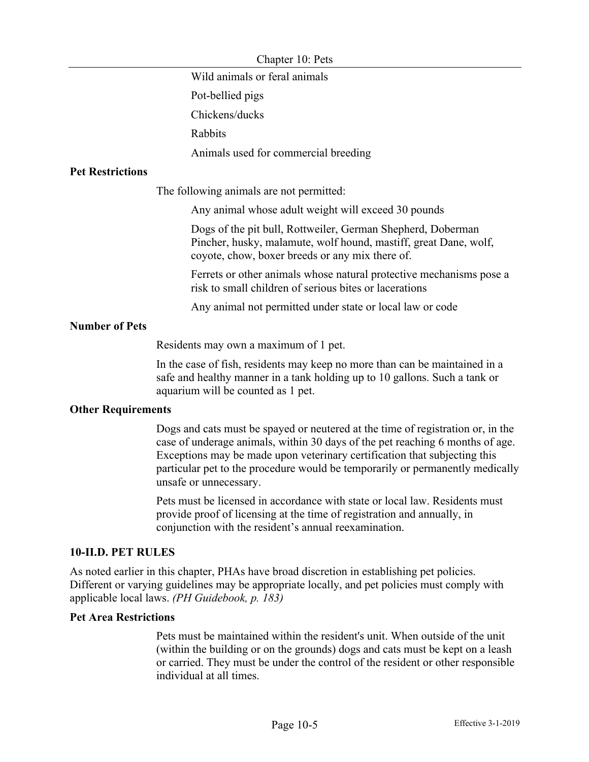Wild animals or feral animals

Pot-bellied pigs

Chickens/ducks

Rabbits

Animals used for commercial breeding

**Pet Restrictions**

The following animals are not permitted:

Any animal whose adult weight will exceed 30 pounds

Dogs of the pit bull, Rottweiler, German Shepherd, Doberman Pincher, husky, malamute, wolf hound, mastiff, great Dane, wolf, coyote, chow, boxer breeds or any mix there of.

Ferrets or other animals whose natural protective mechanisms pose a risk to small children of serious bites or lacerations

Any animal not permitted under state or local law or code

**Number of Pets**

Residents may own a maximum of 1 pet.

In the case of fish, residents may keep no more than can be maintained in a safe and healthy manner in a tank holding up to 10 gallons. Such a tank or aquarium will be counted as 1 pet.

**Other Requirements**

Dogs and cats must be spayed or neutered at the time of registration or, in the case of underage animals, within 30 days of the pet reaching 6 months of age. Exceptions may be made upon veterinary certification that subjecting this particular pet to the procedure would be temporarily or permanently medically unsafe or unnecessary.

Pets must be licensed in accordance with state or local law. Residents must provide proof of licensing at the time of registration and annually, in conjunction with the resident's annual reexamination.

### 10-II.D. PET RULES

As noted earlier in this chapter, PHAs have broad discretion in establishing pet policies. Different or varying guidelines may be appropriate locally, and pet policies must comply with applicable local laws. *(PH Guidebook, p. 183)*

**Pet Area Restrictions**

Pets must be maintained within the resident's unit. When outside of the unit (within the building or on the grounds) dogs and cats must be kept on a leash or carried. They must be under the control of the resident or other responsible individual at all times.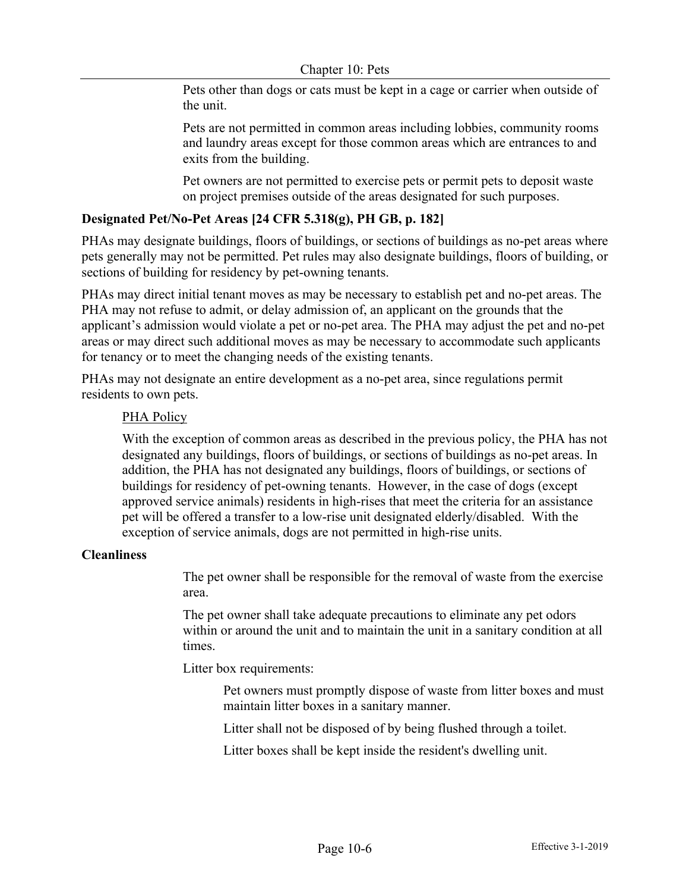Pets other than dogs or cats must be kept in a cage or carrier when outside of the unit.

Pets are not permitted in common areas including lobbies, community rooms and laundry areas except for those common areas which are entrances to and exits from the building.

Pet owners are not permitted to exercise pets or permit pets to deposit waste on project premises outside of the areas designated for such purposes.

**Designated Pet/No-Pet Areas [24 CFR 5.318(g), PH GB, p. 182]**

PHAs may designate buildings, floors of buildings, or sections of buildings as no-pet areas where pets generally may not be permitted. Pet rules may also designate buildings, floors of building, or sections of building for residency by pet-owning tenants.

PHAs may direct initial tenant moves as may be necessary to establish pet and no-pet areas. The PHA may not refuse to admit, or delay admission of, an applicant on the grounds that the applicant's admission would violate a pet or no-pet area. The PHA may adjust the pet and no-pet areas or may direct such additional moves as may be necessary to accommodate such applicants for tenancy or to meet the changing needs of the existing tenants.

PHAs may not designate an entire development as a no-pet area, since regulations permit residents to own pets.

<u>PHA Policy</u>

With the exception of common areas as described in the previous policy, the PHA has not designated any buildings, floors of buildings, or sections of buildings as no-pet areas. In addition, the PHA has not designated any buildings, floors of buildings, or sections of buildings for residency of pet-owning tenants. However, in the case of dogs (except approved service animals) residents in high-rises that meet the criteria for an assistance pet will be offered a transfer to a low-rise unit designated elderly/disabled. With the exception of service animals, dogs are not permitted in high-rise units.

**Cleanliness**

The pet owner shall be responsible for the removal of waste from the exercise area.

The pet owner shall take adequate precautions to eliminate any pet odors within or around the unit and to maintain the unit in a sanitary condition at all times.

Litter box requirements:

Pet owners must promptly dispose of waste from litter boxes and must maintain litter boxes in a sanitary manner.

Litter shall not be disposed of by being flushed through a toilet.

Litter boxes shall be kept inside the resident's dwelling unit.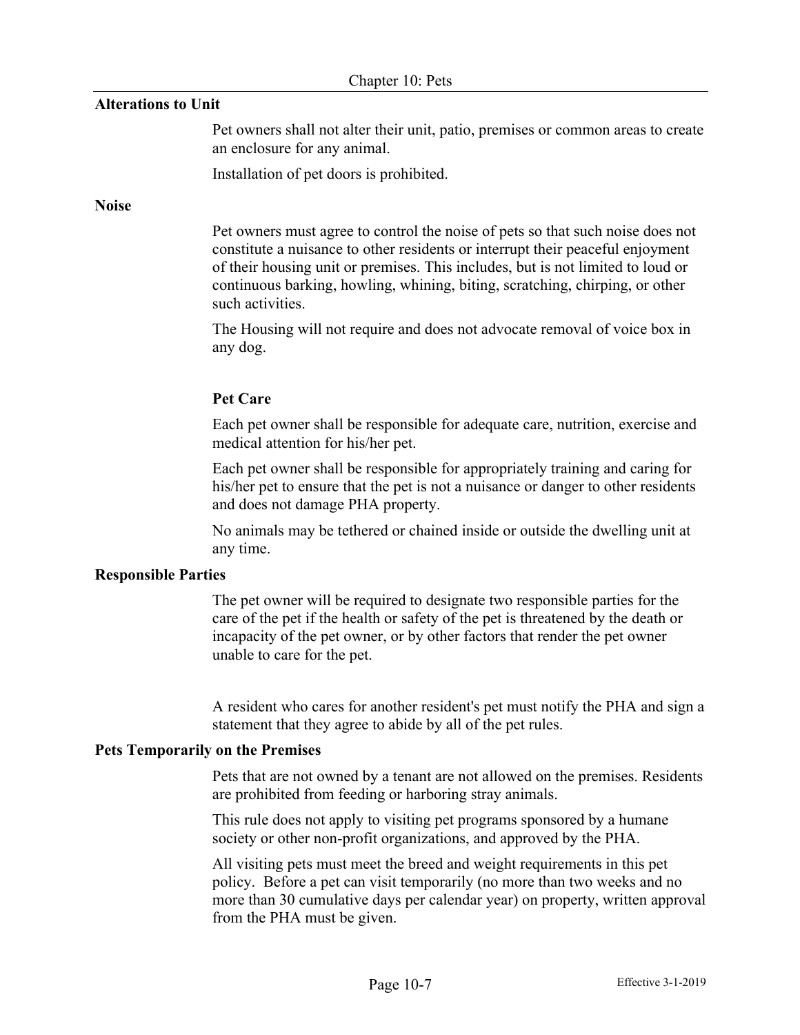**Alterations to Unit**

Pet owners shall not alter their unit, patio, premises or common areas to create an enclosure for any animal.

Installation of pet doors is prohibited.

**Noise**

Pet owners must agree to control the noise of pets so that such noise does not constitute a nuisance to other residents or interrupt their peaceful enjoyment of their housing unit or premises. This includes, but is not limited to loud or continuous barking, howling, whining, biting, scratching, chirping, or other such activities.

The Housing will not require and does not advocate removal of voice box in any dog.

**Pet Care**

Each pet owner shall be responsible for adequate care, nutrition, exercise and medical attention for his/her pet.

Each pet owner shall be responsible for appropriately training and caring for his/her pet to ensure that the pet is not a nuisance or danger to other residents and does not damage PHA property.

No animals may be tethered or chained inside or outside the dwelling unit at any time.

**Responsible Parties**

The pet owner will be required to designate two responsible parties for the care of the pet if the health or safety of the pet is threatened by the death or incapacity of the pet owner, or by other factors that render the pet owner unable to care for the pet.

A resident who cares for another resident's pet must notify the PHA and sign a statement that they agree to abide by all of the pet rules.

**Pets Temporarily on the Premises**

Pets that are not owned by a tenant are not allowed on the premises. Residents are prohibited from feeding or harboring stray animals.

This rule does not apply to visiting pet programs sponsored by a humane society or other non-profit organizations, and approved by the PHA.

All visiting pets must meet the breed and weight requirements in this pet policy. Before a pet can visit temporarily (no more than two weeks and no more than 30 cumulative days per calendar year) on property, written approval from the PHA must be given.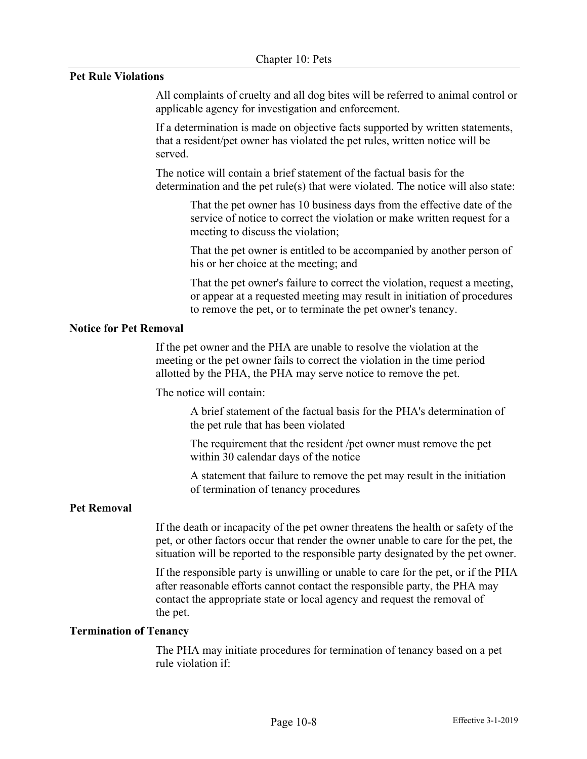**Pet Rule Violations**

All complaints of cruelty and all dog bites will be referred to animal control or applicable agency for investigation and enforcement.

If a determination is made on objective facts supported by written statements, that a resident/pet owner has violated the pet rules, written notice will be served.

The notice will contain a brief statement of the factual basis for the determination and the pet rule(s) that were violated. The notice will also state:

> That the pet owner has 10 business days from the effective date of the service of notice to correct the violation or make written request for a meeting to discuss the violation;
>
> That the pet owner is entitled to be accompanied by another person of his or her choice at the meeting; and
>
> That the pet owner's failure to correct the violation, request a meeting, or appear at a requested meeting may result in initiation of procedures to remove the pet, or to terminate the pet owner's tenancy.

**Notice for Pet Removal**

If the pet owner and the PHA are unable to resolve the violation at the meeting or the pet owner fails to correct the violation in the time period allotted by the PHA, the PHA may serve notice to remove the pet.

The notice will contain:

> A brief statement of the factual basis for the PHA's determination of the pet rule that has been violated
>
> The requirement that the resident /pet owner must remove the pet within 30 calendar days of the notice
>
> A statement that failure to remove the pet may result in the initiation of termination of tenancy procedures

**Pet Removal**

If the death or incapacity of the pet owner threatens the health or safety of the pet, or other factors occur that render the owner unable to care for the pet, the situation will be reported to the responsible party designated by the pet owner.

If the responsible party is unwilling or unable to care for the pet, or if the PHA after reasonable efforts cannot contact the responsible party, the PHA may contact the appropriate state or local agency and request the removal of the pet.

**Termination of Tenancy**

The PHA may initiate procedures for termination of tenancy based on a pet rule violation if: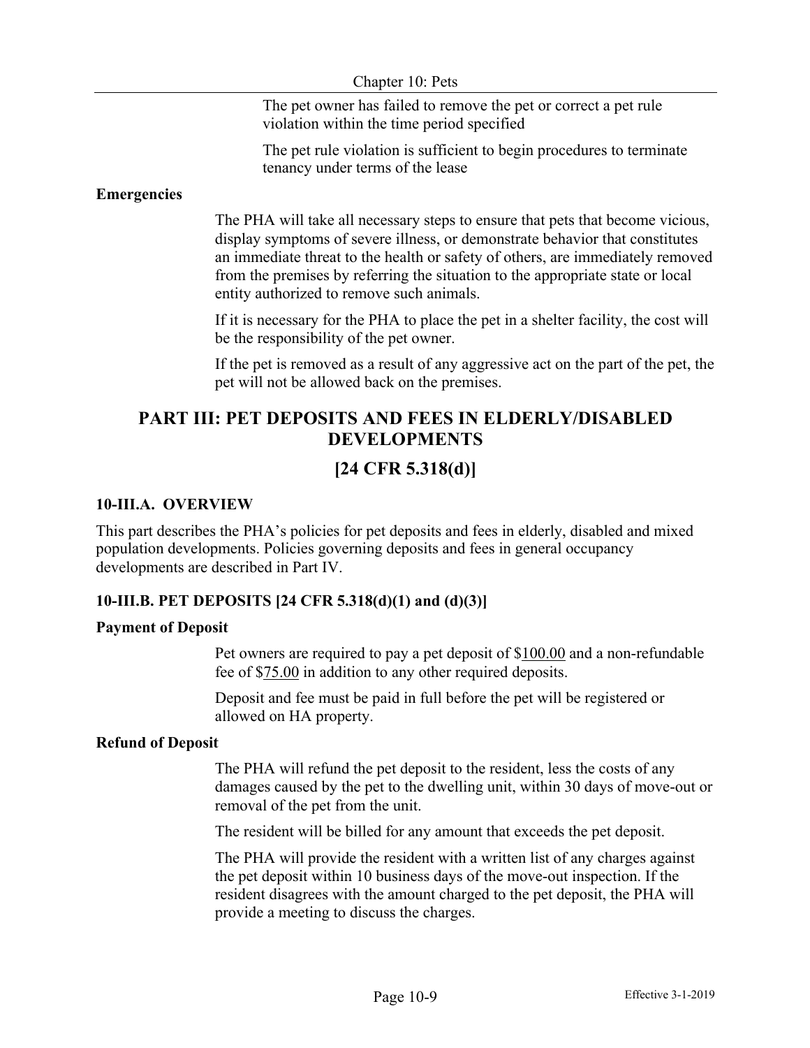The pet owner has failed to remove the pet or correct a pet rule violation within the time period specified

The pet rule violation is sufficient to begin procedures to terminate tenancy under terms of the lease

**Emergencies**

The PHA will take all necessary steps to ensure that pets that become vicious, display symptoms of severe illness, or demonstrate behavior that constitutes an immediate threat to the health or safety of others, are immediately removed from the premises by referring the situation to the appropriate state or local entity authorized to remove such animals.

If it is necessary for the PHA to place the pet in a shelter facility, the cost will be the responsibility of the pet owner.

If the pet is removed as a result of any aggressive act on the part of the pet, the pet will not be allowed back on the premises.

## PART III: PET DEPOSITS AND FEES IN ELDERLY/DISABLED DEVELOPMENTS

## [24 CFR 5.318(d)]

### 10-III.A. OVERVIEW

This part describes the PHA's policies for pet deposits and fees in elderly, disabled and mixed population developments. Policies governing deposits and fees in general occupancy developments are described in Part IV.

### 10-III.B. PET DEPOSITS [24 CFR 5.318(d)(1) and (d)(3)]

**Payment of Deposit**

Pet owners are required to pay a pet deposit of $100.00 and a non-refundable fee of $75.00 in addition to any other required deposits.

Deposit and fee must be paid in full before the pet will be registered or allowed on HA property.

**Refund of Deposit**

The PHA will refund the pet deposit to the resident, less the costs of any damages caused by the pet to the dwelling unit, within 30 days of move-out or removal of the pet from the unit.

The resident will be billed for any amount that exceeds the pet deposit.

The PHA will provide the resident with a written list of any charges against the pet deposit within 10 business days of the move-out inspection. If the resident disagrees with the amount charged to the pet deposit, the PHA will provide a meeting to discuss the charges.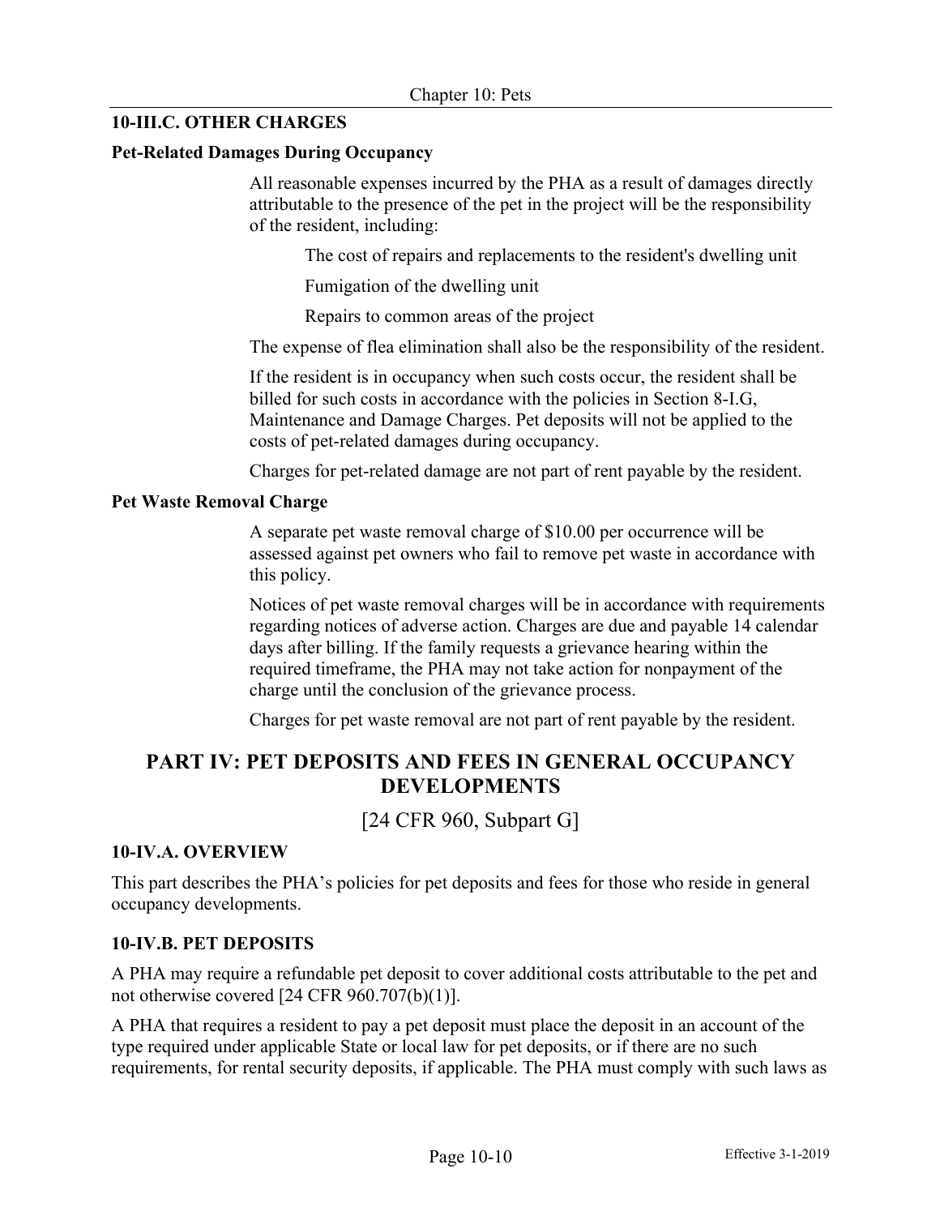### 10-III.C. OTHER CHARGES

**Pet-Related Damages During Occupancy**

All reasonable expenses incurred by the PHA as a result of damages directly attributable to the presence of the pet in the project will be the responsibility of the resident, including:

The cost of repairs and replacements to the resident's dwelling unit

Fumigation of the dwelling unit

Repairs to common areas of the project

The expense of flea elimination shall also be the responsibility of the resident.

If the resident is in occupancy when such costs occur, the resident shall be billed for such costs in accordance with the policies in Section 8-I.G, Maintenance and Damage Charges. Pet deposits will not be applied to the costs of pet-related damages during occupancy.

Charges for pet-related damage are not part of rent payable by the resident.

**Pet Waste Removal Charge**

A separate pet waste removal charge of $10.00 per occurrence will be assessed against pet owners who fail to remove pet waste in accordance with this policy.

Notices of pet waste removal charges will be in accordance with requirements regarding notices of adverse action. Charges are due and payable 14 calendar days after billing. If the family requests a grievance hearing within the required timeframe, the PHA may not take action for nonpayment of the charge until the conclusion of the grievance process.

Charges for pet waste removal are not part of rent payable by the resident.

## PART IV: PET DEPOSITS AND FEES IN GENERAL OCCUPANCY DEVELOPMENTS

[24 CFR 960, Subpart G]

### 10-IV.A. OVERVIEW

This part describes the PHA's policies for pet deposits and fees for those who reside in general occupancy developments.

### 10-IV.B. PET DEPOSITS

A PHA may require a refundable pet deposit to cover additional costs attributable to the pet and not otherwise covered [24 CFR 960.707(b)(1)].

A PHA that requires a resident to pay a pet deposit must place the deposit in an account of the type required under applicable State or local law for pet deposits, or if there are no such requirements, for rental security deposits, if applicable. The PHA must comply with such laws as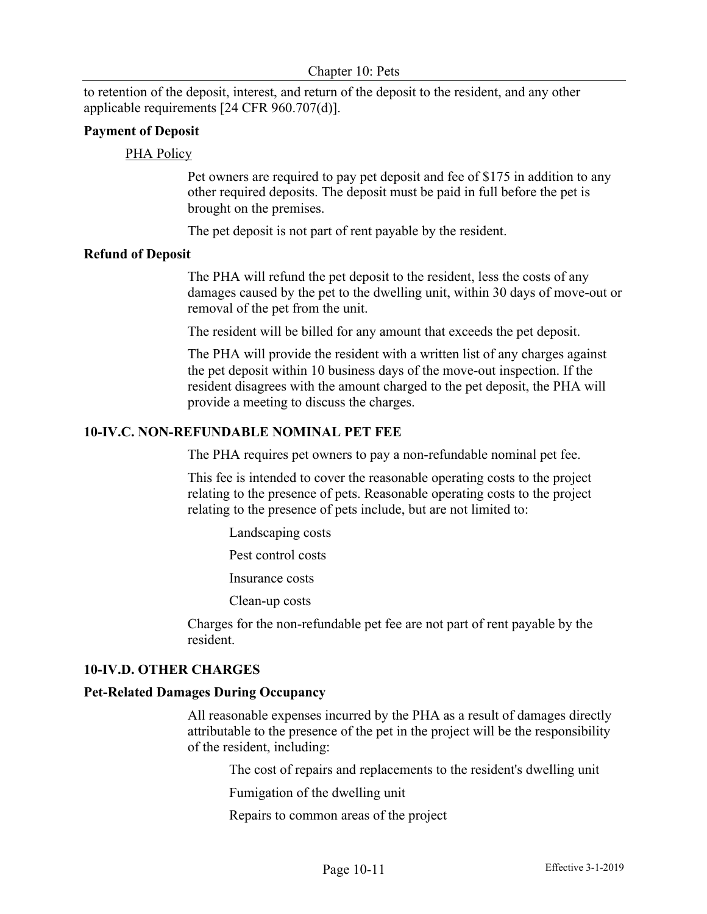to retention of the deposit, interest, and return of the deposit to the resident, and any other applicable requirements [24 CFR 960.707(d)].

**Payment of Deposit**

PHA Policy

Pet owners are required to pay pet deposit and fee of $175 in addition to any other required deposits. The deposit must be paid in full before the pet is brought on the premises.

The pet deposit is not part of rent payable by the resident.

**Refund of Deposit**

The PHA will refund the pet deposit to the resident, less the costs of any damages caused by the pet to the dwelling unit, within 30 days of move-out or removal of the pet from the unit.

The resident will be billed for any amount that exceeds the pet deposit.

The PHA will provide the resident with a written list of any charges against the pet deposit within 10 business days of the move-out inspection. If the resident disagrees with the amount charged to the pet deposit, the PHA will provide a meeting to discuss the charges.

### 10-IV.C. NON-REFUNDABLE NOMINAL PET FEE

The PHA requires pet owners to pay a non-refundable nominal pet fee.

This fee is intended to cover the reasonable operating costs to the project relating to the presence of pets. Reasonable operating costs to the project relating to the presence of pets include, but are not limited to:

- Landscaping costs
- Pest control costs
- Insurance costs
- Clean-up costs

Charges for the non-refundable pet fee are not part of rent payable by the resident.

### 10-IV.D. OTHER CHARGES

**Pet-Related Damages During Occupancy**

All reasonable expenses incurred by the PHA as a result of damages directly attributable to the presence of the pet in the project will be the responsibility of the resident, including:

- The cost of repairs and replacements to the resident's dwelling unit
- Fumigation of the dwelling unit
- Repairs to common areas of the project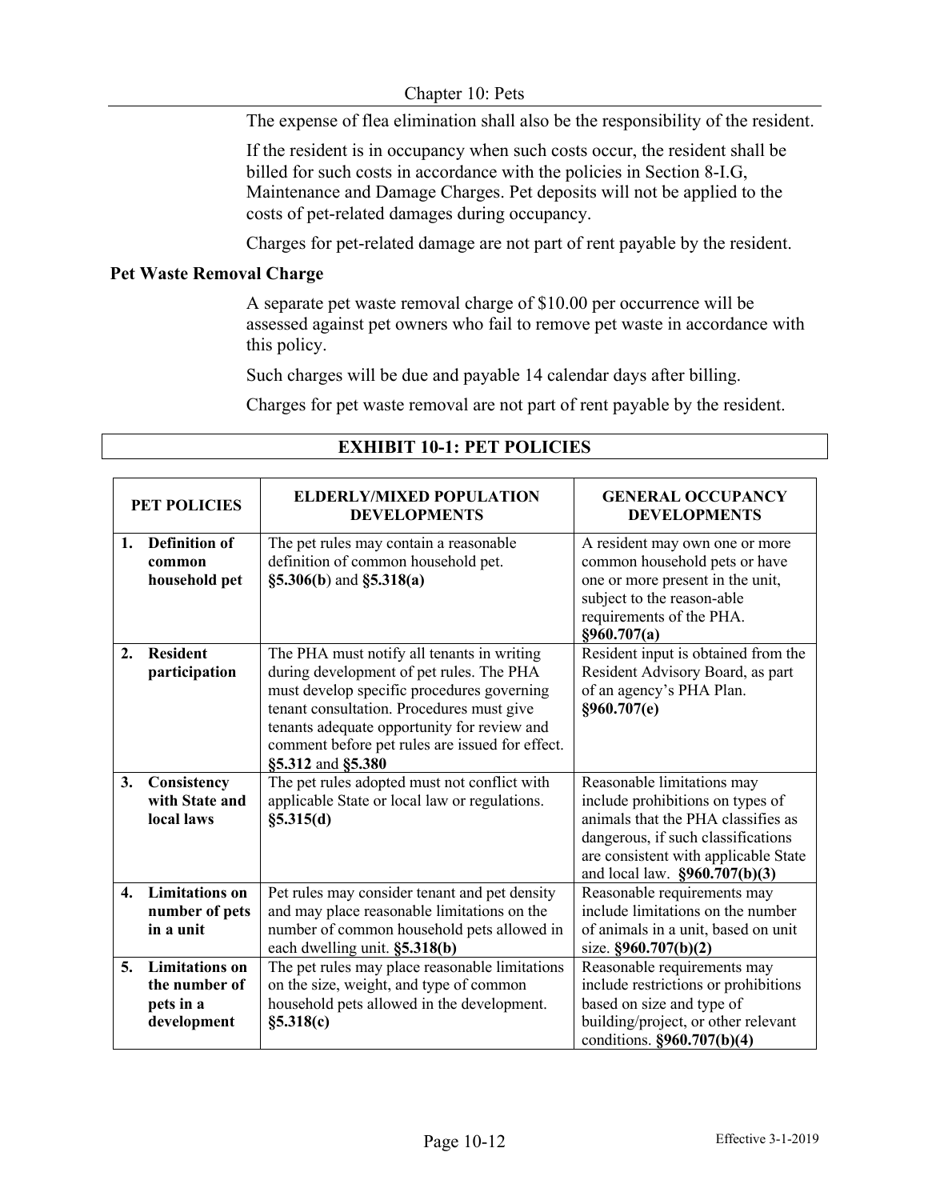The expense of flea elimination shall also be the responsibility of the resident.

If the resident is in occupancy when such costs occur, the resident shall be billed for such costs in accordance with the policies in Section 8-I.G, Maintenance and Damage Charges. Pet deposits will not be applied to the costs of pet-related damages during occupancy.

Charges for pet-related damage are not part of rent payable by the resident.

### Pet Waste Removal Charge

A separate pet waste removal charge of $10.00 per occurrence will be assessed against pet owners who fail to remove pet waste in accordance with this policy.

Such charges will be due and payable 14 calendar days after billing.

Charges for pet waste removal are not part of rent payable by the resident.

## EXHIBIT 10-1: PET POLICIES

| PET POLICIES | ELDERLY/MIXED POPULATION DEVELOPMENTS | GENERAL OCCUPANCY DEVELOPMENTS |
|---|---|---|
| **1. Definition of common household pet** | The pet rules may contain a reasonable definition of common household pet. **§5.306(b**) and **§5.318(a)** | A resident may own one or more common household pets or have one or more present in the unit, subject to the reason-able requirements of the PHA. **§960.707(a)** |
| **2. Resident participation** | The PHA must notify all tenants in writing during development of pet rules. The PHA must develop specific procedures governing tenant consultation. Procedures must give tenants adequate opportunity for review and comment before pet rules are issued for effect. **§5.312** and **§5.380** | Resident input is obtained from the Resident Advisory Board, as part of an agency's PHA Plan. **§960.707(e)** |
| **3. Consistency with State and local laws** | The pet rules adopted must not conflict with applicable State or local law or regulations. **§5.315(d)** | Reasonable limitations may include prohibitions on types of animals that the PHA classifies as dangerous, if such classifications are consistent with applicable State and local law. **§960.707(b)(3)** |
| **4. Limitations on number of pets in a unit** | Pet rules may consider tenant and pet density and may place reasonable limitations on the number of common household pets allowed in each dwelling unit. **§5.318(b)** | Reasonable requirements may include limitations on the number of animals in a unit, based on unit size. **§960.707(b)(2)** |
| **5. Limitations on the number of pets in a development** | The pet rules may place reasonable limitations on the size, weight, and type of common household pets allowed in the development. **§5.318(c)** | Reasonable requirements may include restrictions or prohibitions based on size and type of building/project, or other relevant conditions. **§960.707(b)(4)** |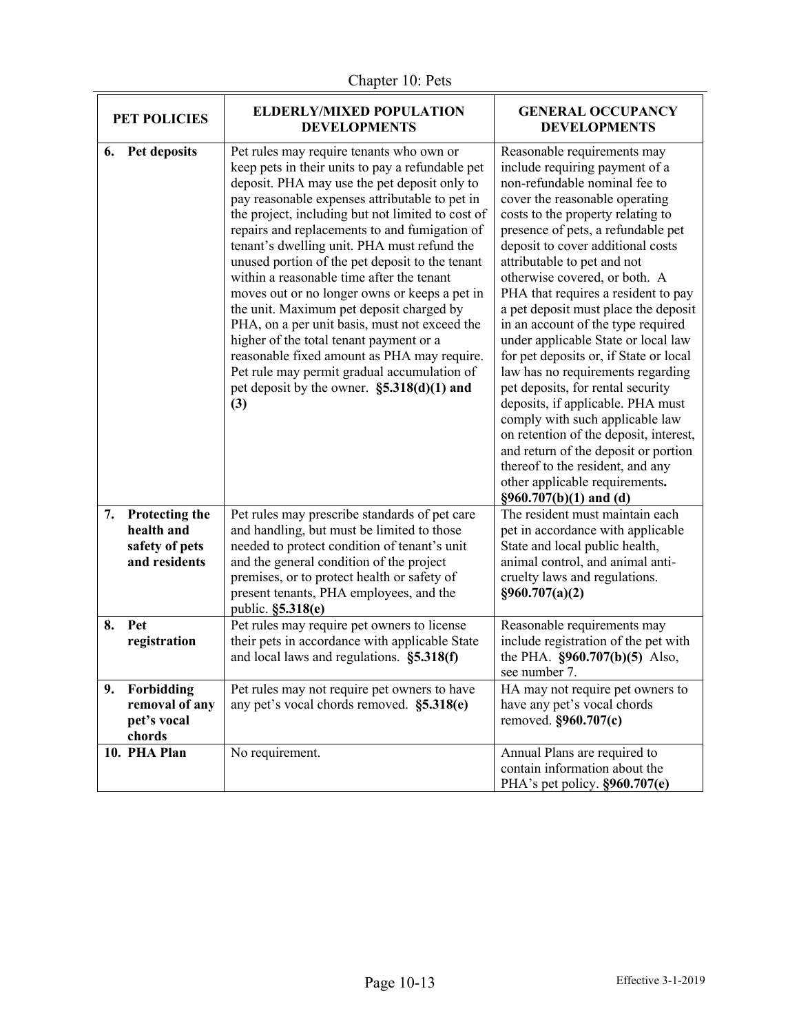| PET POLICIES | ELDERLY/MIXED POPULATION DEVELOPMENTS | GENERAL OCCUPANCY DEVELOPMENTS |
|---|---|---|
| 6. Pet deposits | Pet rules may require tenants who own or keep pets in their units to pay a refundable pet deposit. PHA may use the pet deposit only to pay reasonable expenses attributable to pet in the project, including but not limited to cost of repairs and replacements to and fumigation of tenant's dwelling unit. PHA must refund the unused portion of the pet deposit to the tenant within a reasonable time after the tenant moves out or no longer owns or keeps a pet in the unit. Maximum pet deposit charged by PHA, on a per unit basis, must not exceed the higher of the total tenant payment or a reasonable fixed amount as PHA may require. Pet rule may permit gradual accumulation of pet deposit by the owner. **§5.318(d)(1) and (3)** | Reasonable requirements may include requiring payment of a non-refundable nominal fee to cover the reasonable operating costs to the property relating to presence of pets, a refundable pet deposit to cover additional costs attributable to pet and not otherwise covered, or both. A PHA that requires a resident to pay a pet deposit must place the deposit in an account of the type required under applicable State or local law for pet deposits or, if State or local law has no requirements regarding pet deposits, for rental security deposits, if applicable. PHA must comply with such applicable law on retention of the deposit, interest, and return of the deposit or portion thereof to the resident, and any other applicable requirements**.** **§960.707(b)(1) and (d)** |
| 7. Protecting the health and safety of pets and residents | Pet rules may prescribe standards of pet care and handling, but must be limited to those needed to protect condition of tenant's unit and the general condition of the project premises, or to protect health or safety of present tenants, PHA employees, and the public. **§5.318(e)** | The resident must maintain each pet in accordance with applicable State and local public health, animal control, and animal anti-cruelty laws and regulations. **§960.707(a)(2)** |
| 8. Pet registration | Pet rules may require pet owners to license their pets in accordance with applicable State and local laws and regulations. **§5.318(f)** | Reasonable requirements may include registration of the pet with the PHA. **§960.707(b)(5)** Also, see number 7. |
| 9. Forbidding removal of any pet's vocal chords | Pet rules may not require pet owners to have any pet's vocal chords removed. **§5.318(e)** | HA may not require pet owners to have any pet's vocal chords removed. **§960.707(c)** |
| 10. PHA Plan | No requirement. | Annual Plans are required to contain information about the PHA's pet policy. **§960.707(e)** |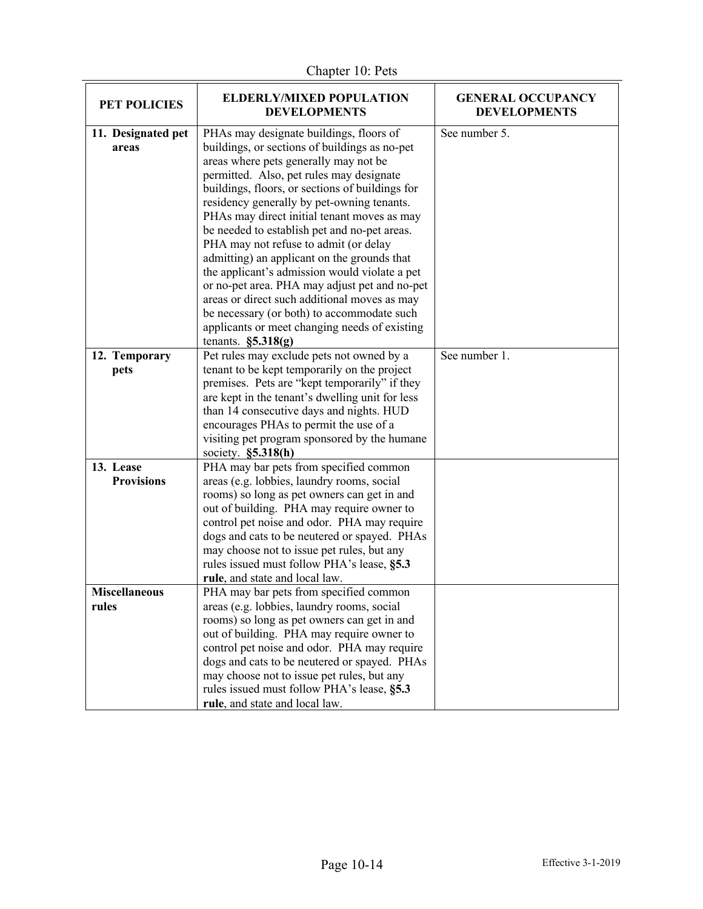| PET POLICIES | ELDERLY/MIXED POPULATION DEVELOPMENTS | GENERAL OCCUPANCY DEVELOPMENTS |
|---|---|---|
| **11. Designated pet areas** | PHAs may designate buildings, floors of buildings, or sections of buildings as no-pet areas where pets generally may not be permitted. Also, pet rules may designate buildings, floors, or sections of buildings for residency generally by pet-owning tenants. PHAs may direct initial tenant moves as may be needed to establish pet and no-pet areas. PHA may not refuse to admit (or delay admitting) an applicant on the grounds that the applicant's admission would violate a pet or no-pet area. PHA may adjust pet and no-pet areas or direct such additional moves as may be necessary (or both) to accommodate such applicants or meet changing needs of existing tenants. **§5.318(g)** | See number 5. |
| **12. Temporary pets** | Pet rules may exclude pets not owned by a tenant to be kept temporarily on the project premises. Pets are "kept temporarily" if they are kept in the tenant's dwelling unit for less than 14 consecutive days and nights. HUD encourages PHAs to permit the use of a visiting pet program sponsored by the humane society. **§5.318(h)** | See number 1. |
| **13. Lease Provisions** | PHA may bar pets from specified common areas (e.g. lobbies, laundry rooms, social rooms) so long as pet owners can get in and out of building. PHA may require owner to control pet noise and odor. PHA may require dogs and cats to be neutered or spayed. PHAs may choose not to issue pet rules, but any rules issued must follow PHA's lease, **§5.3 rule**, and state and local law. | |
| **Miscellaneous rules** | PHA may bar pets from specified common areas (e.g. lobbies, laundry rooms, social rooms) so long as pet owners can get in and out of building. PHA may require owner to control pet noise and odor. PHA may require dogs and cats to be neutered or spayed. PHAs may choose not to issue pet rules, but any rules issued must follow PHA's lease, **§5.3 rule**, and state and local law. | |